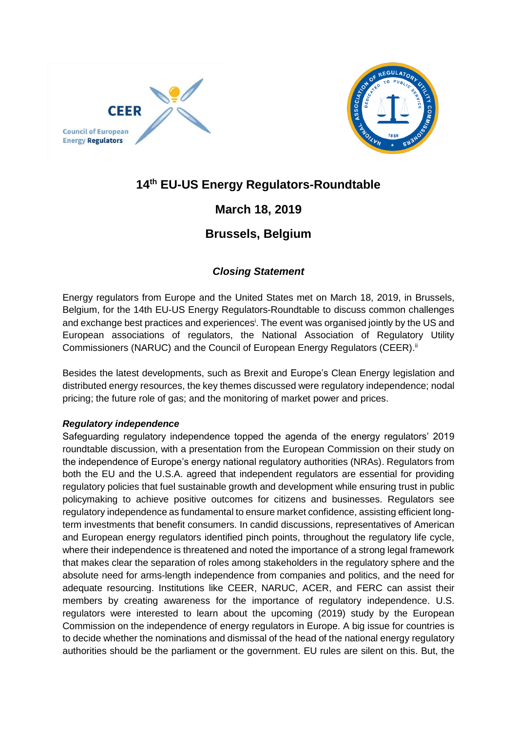# 14th EU-US Energy Regulators-Roundtable

## March 18, 2019

## Brussels, Belgium

### *Closing Statement*

Energy regulators from Europe and the United States met on March 18, 2019, in Brussels, Belgium, for the 14th EU-US Energy Regulators-Roundtable to discuss common challenges and exchange best practices and experiences[i]. The event was organised jointly by the US and European associations of regulators, the National Association of Regulatory Utility Commissioners (NARUC) and the Council of European Energy Regulators (CEER).[ii]

Besides the latest developments, such as Brexit and Europe's Clean Energy legislation and distributed energy resources, the key themes discussed were regulatory independence; nodal pricing; the future role of gas; and the monitoring of market power and prices.

***Regulatory independence***

Safeguarding regulatory independence topped the agenda of the energy regulators' 2019 roundtable discussion, with a presentation from the European Commission on their study on the independence of Europe's energy national regulatory authorities (NRAs). Regulators from both the EU and the U.S.A. agreed that independent regulators are essential for providing regulatory policies that fuel sustainable growth and development while ensuring trust in public policymaking to achieve positive outcomes for citizens and businesses. Regulators see regulatory independence as fundamental to ensure market confidence, assisting efficient long-term investments that benefit consumers. In candid discussions, representatives of American and European energy regulators identified pinch points, throughout the regulatory life cycle, where their independence is threatened and noted the importance of a strong legal framework that makes clear the separation of roles among stakeholders in the regulatory sphere and the absolute need for arms-length independence from companies and politics, and the need for adequate resourcing. Institutions like CEER, NARUC, ACER, and FERC can assist their members by creating awareness for the importance of regulatory independence. U.S. regulators were interested to learn about the upcoming (2019) study by the European Commission on the independence of energy regulators in Europe. A big issue for countries is to decide whether the nominations and dismissal of the head of the national energy regulatory authorities should be the parliament or the government. EU rules are silent on this. But, the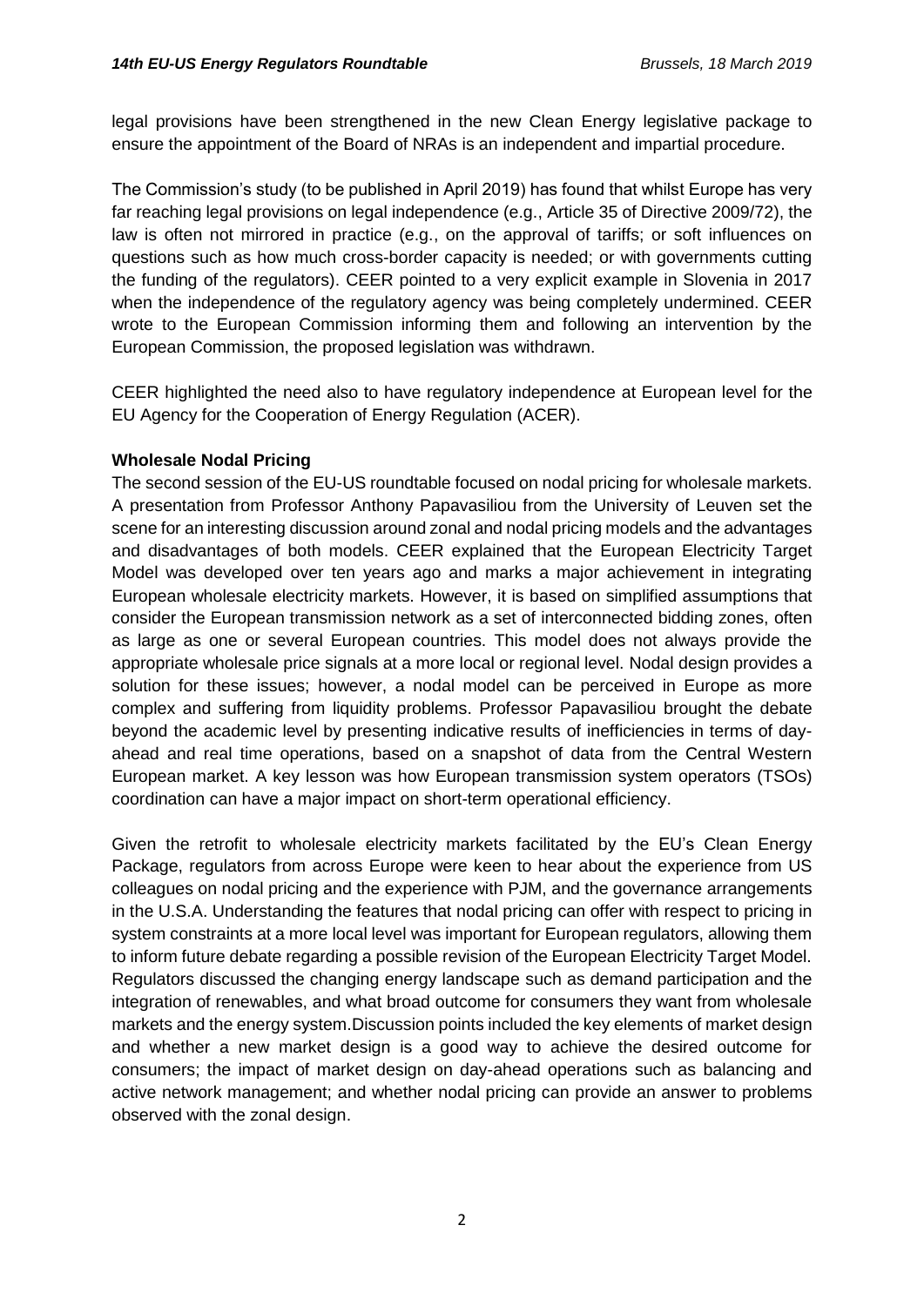legal provisions have been strengthened in the new Clean Energy legislative package to ensure the appointment of the Board of NRAs is an independent and impartial procedure.

The Commission's study (to be published in April 2019) has found that whilst Europe has very far reaching legal provisions on legal independence (e.g., Article 35 of Directive 2009/72), the law is often not mirrored in practice (e.g., on the approval of tariffs; or soft influences on questions such as how much cross-border capacity is needed; or with governments cutting the funding of the regulators). CEER pointed to a very explicit example in Slovenia in 2017 when the independence of the regulatory agency was being completely undermined. CEER wrote to the European Commission informing them and following an intervention by the European Commission, the proposed legislation was withdrawn.

CEER highlighted the need also to have regulatory independence at European level for the EU Agency for the Cooperation of Energy Regulation (ACER).

**Wholesale Nodal Pricing**

The second session of the EU-US roundtable focused on nodal pricing for wholesale markets. A presentation from Professor Anthony Papavasiliou from the University of Leuven set the scene for an interesting discussion around zonal and nodal pricing models and the advantages and disadvantages of both models. CEER explained that the European Electricity Target Model was developed over ten years ago and marks a major achievement in integrating European wholesale electricity markets. However, it is based on simplified assumptions that consider the European transmission network as a set of interconnected bidding zones, often as large as one or several European countries. This model does not always provide the appropriate wholesale price signals at a more local or regional level. Nodal design provides a solution for these issues; however, a nodal model can be perceived in Europe as more complex and suffering from liquidity problems. Professor Papavasiliou brought the debate beyond the academic level by presenting indicative results of inefficiencies in terms of day-ahead and real time operations, based on a snapshot of data from the Central Western European market. A key lesson was how European transmission system operators (TSOs) coordination can have a major impact on short-term operational efficiency.

Given the retrofit to wholesale electricity markets facilitated by the EU's Clean Energy Package, regulators from across Europe were keen to hear about the experience from US colleagues on nodal pricing and the experience with PJM, and the governance arrangements in the U.S.A. Understanding the features that nodal pricing can offer with respect to pricing in system constraints at a more local level was important for European regulators, allowing them to inform future debate regarding a possible revision of the European Electricity Target Model. Regulators discussed the changing energy landscape such as demand participation and the integration of renewables, and what broad outcome for consumers they want from wholesale markets and the energy system.Discussion points included the key elements of market design and whether a new market design is a good way to achieve the desired outcome for consumers; the impact of market design on day-ahead operations such as balancing and active network management; and whether nodal pricing can provide an answer to problems observed with the zonal design.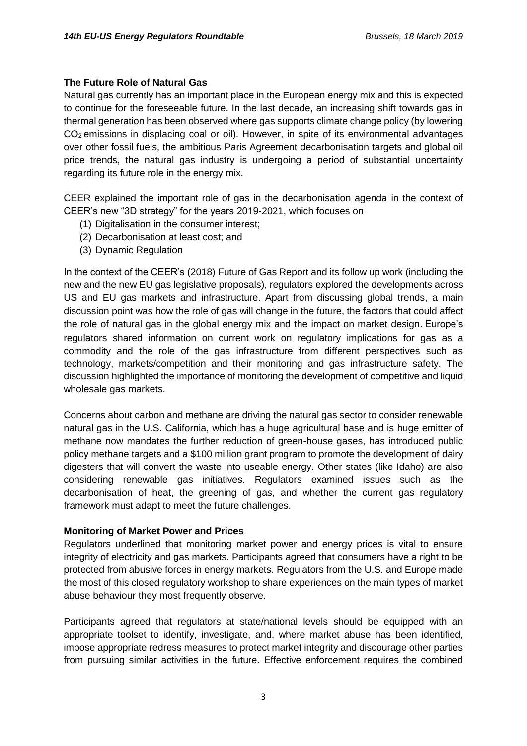**The Future Role of Natural Gas**

Natural gas currently has an important place in the European energy mix and this is expected to continue for the foreseeable future. In the last decade, an increasing shift towards gas in thermal generation has been observed where gas supports climate change policy (by lowering $CO_2$ emissions in displacing coal or oil). However, in spite of its environmental advantages over other fossil fuels, the ambitious Paris Agreement decarbonisation targets and global oil price trends, the natural gas industry is undergoing a period of substantial uncertainty regarding its future role in the energy mix.

CEER explained the important role of gas in the decarbonisation agenda in the context of CEER's new "3D strategy" for the years 2019-2021, which focuses on

(1) Digitalisation in the consumer interest;
(2) Decarbonisation at least cost; and
(3) Dynamic Regulation

In the context of the CEER's (2018) Future of Gas Report and its follow up work (including the new and the new EU gas legislative proposals), regulators explored the developments across US and EU gas markets and infrastructure. Apart from discussing global trends, a main discussion point was how the role of gas will change in the future, the factors that could affect the role of natural gas in the global energy mix and the impact on market design. Europe's regulators shared information on current work on regulatory implications for gas as a commodity and the role of the gas infrastructure from different perspectives such as technology, markets/competition and their monitoring and gas infrastructure safety. The discussion highlighted the importance of monitoring the development of competitive and liquid wholesale gas markets.

Concerns about carbon and methane are driving the natural gas sector to consider renewable natural gas in the U.S. California, which has a huge agricultural base and is huge emitter of methane now mandates the further reduction of green-house gases, has introduced public policy methane targets and a $100 million grant program to promote the development of dairy digesters that will convert the waste into useable energy. Other states (like Idaho) are also considering renewable gas initiatives. Regulators examined issues such as the decarbonisation of heat, the greening of gas, and whether the current gas regulatory framework must adapt to meet the future challenges.

**Monitoring of Market Power and Prices**

Regulators underlined that monitoring market power and energy prices is vital to ensure integrity of electricity and gas markets. Participants agreed that consumers have a right to be protected from abusive forces in energy markets. Regulators from the U.S. and Europe made the most of this closed regulatory workshop to share experiences on the main types of market abuse behaviour they most frequently observe.

Participants agreed that regulators at state/national levels should be equipped with an appropriate toolset to identify, investigate, and, where market abuse has been identified, impose appropriate redress measures to protect market integrity and discourage other parties from pursuing similar activities in the future. Effective enforcement requires the combined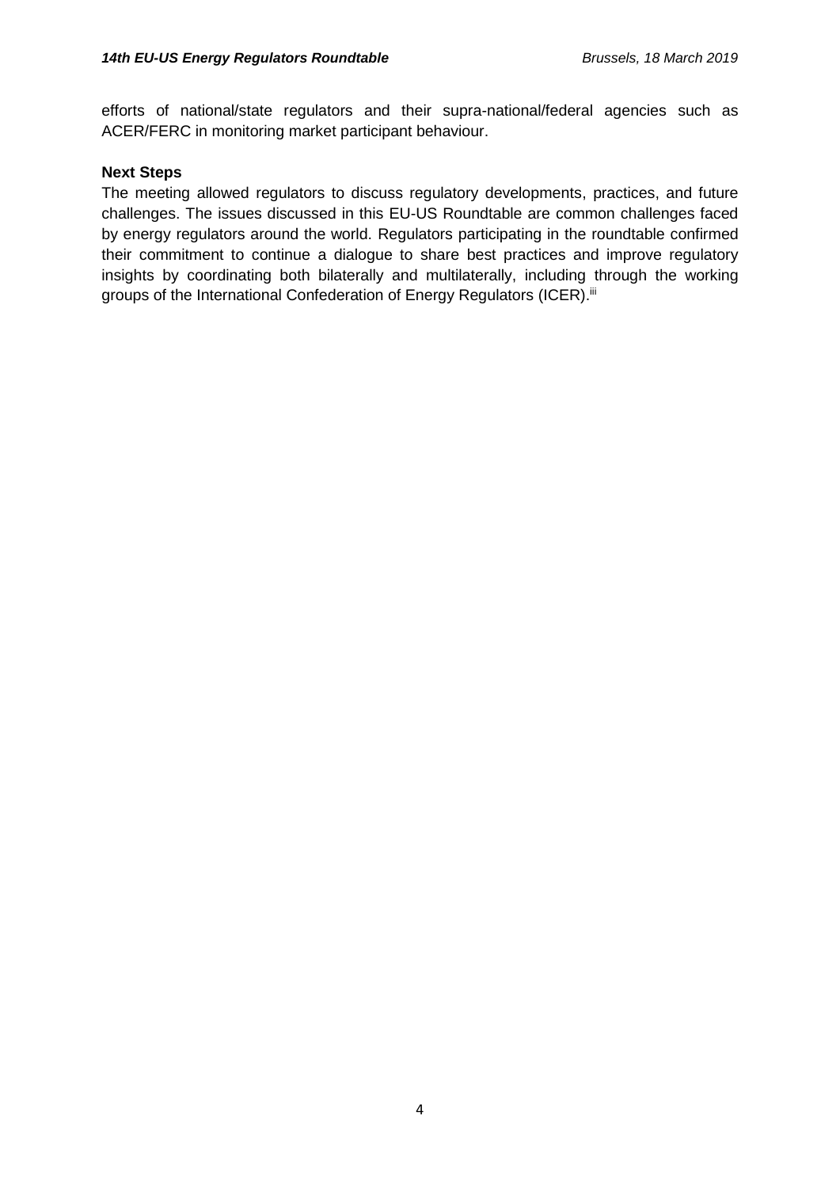efforts of national/state regulators and their supra-national/federal agencies such as ACER/FERC in monitoring market participant behaviour.

**Next Steps**

The meeting allowed regulators to discuss regulatory developments, practices, and future challenges. The issues discussed in this EU-US Roundtable are common challenges faced by energy regulators around the world. Regulators participating in the roundtable confirmed their commitment to continue a dialogue to share best practices and improve regulatory insights by coordinating both bilaterally and multilaterally, including through the working groups of the International Confederation of Energy Regulators (ICER).[iii]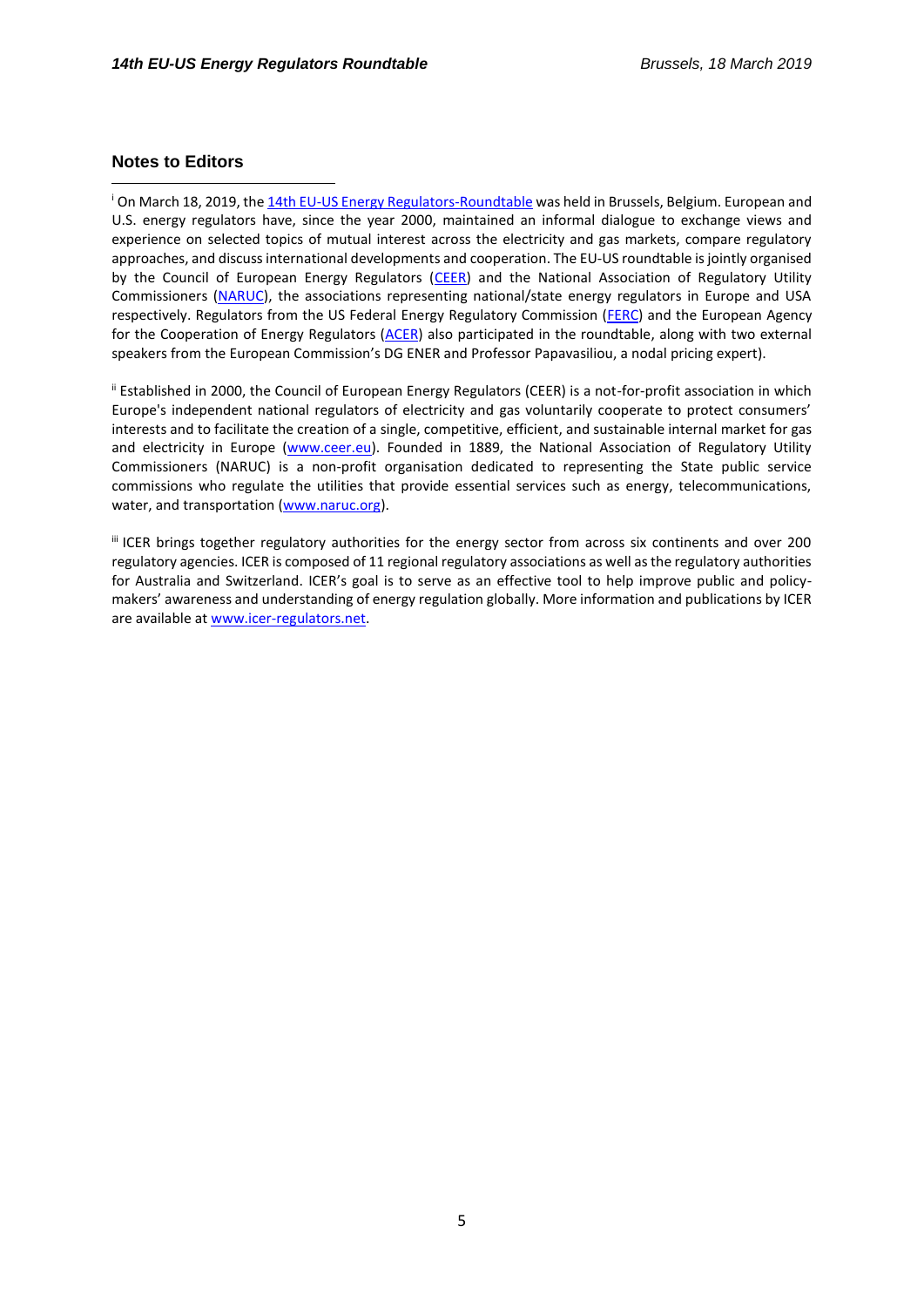## Notes to Editors

[i] On March 18, 2019, the 14th EU-US Energy Regulators-Roundtable was held in Brussels, Belgium. European and U.S. energy regulators have, since the year 2000, maintained an informal dialogue to exchange views and experience on selected topics of mutual interest across the electricity and gas markets, compare regulatory approaches, and discuss international developments and cooperation. The EU-US roundtable is jointly organised by the Council of European Energy Regulators (CEER) and the National Association of Regulatory Utility Commissioners (NARUC), the associations representing national/state energy regulators in Europe and USA respectively. Regulators from the US Federal Energy Regulatory Commission (FERC) and the European Agency for the Cooperation of Energy Regulators (ACER) also participated in the roundtable, along with two external speakers from the European Commission's DG ENER and Professor Papavasiliou, a nodal pricing expert).

[ii] Established in 2000, the Council of European Energy Regulators (CEER) is a not-for-profit association in which Europe's independent national regulators of electricity and gas voluntarily cooperate to protect consumers' interests and to facilitate the creation of a single, competitive, efficient, and sustainable internal market for gas and electricity in Europe (www.ceer.eu). Founded in 1889, the National Association of Regulatory Utility Commissioners (NARUC) is a non-profit organisation dedicated to representing the State public service commissions who regulate the utilities that provide essential services such as energy, telecommunications, water, and transportation (www.naruc.org).

[iii] ICER brings together regulatory authorities for the energy sector from across six continents and over 200 regulatory agencies. ICER is composed of 11 regional regulatory associations as well as the regulatory authorities for Australia and Switzerland. ICER's goal is to serve as an effective tool to help improve public and policy-makers' awareness and understanding of energy regulation globally. More information and publications by ICER are available at www.icer-regulators.net.